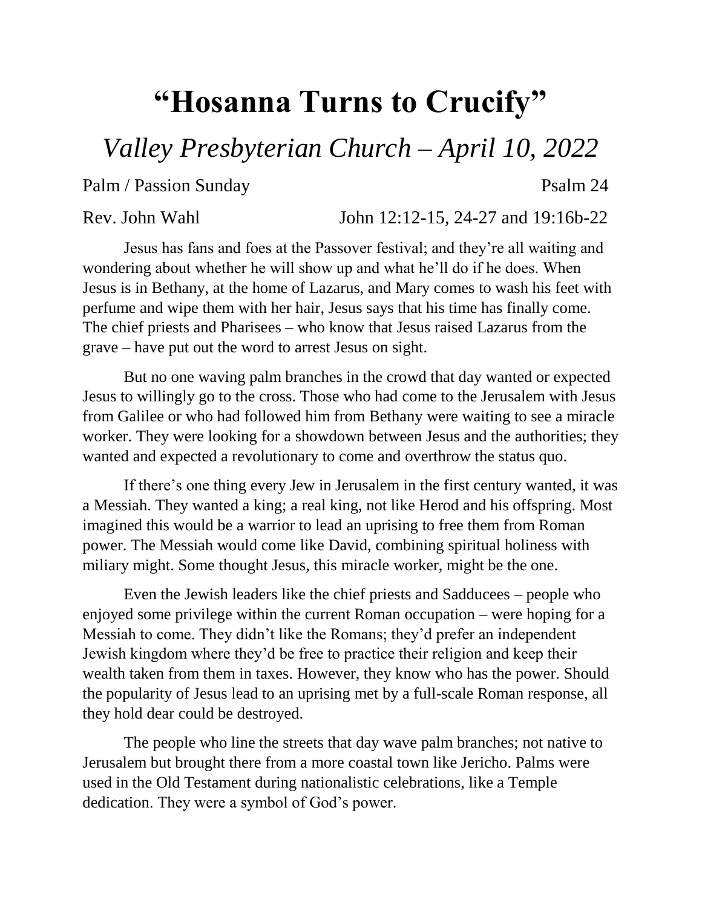# "Hosanna Turns to Crucify"

## *Valley Presbyterian Church – April 10, 2022*

Palm / Passion Sunday Psalm 24

Rev. John Wahl John 12:12-15, 24-27 and 19:16b-22

Jesus has fans and foes at the Passover festival; and they're all waiting and wondering about whether he will show up and what he'll do if he does. When Jesus is in Bethany, at the home of Lazarus, and Mary comes to wash his feet with perfume and wipe them with her hair, Jesus says that his time has finally come. The chief priests and Pharisees – who know that Jesus raised Lazarus from the grave – have put out the word to arrest Jesus on sight.

But no one waving palm branches in the crowd that day wanted or expected Jesus to willingly go to the cross. Those who had come to the Jerusalem with Jesus from Galilee or who had followed him from Bethany were waiting to see a miracle worker. They were looking for a showdown between Jesus and the authorities; they wanted and expected a revolutionary to come and overthrow the status quo.

If there's one thing every Jew in Jerusalem in the first century wanted, it was a Messiah. They wanted a king; a real king, not like Herod and his offspring. Most imagined this would be a warrior to lead an uprising to free them from Roman power. The Messiah would come like David, combining spiritual holiness with miliary might. Some thought Jesus, this miracle worker, might be the one.

Even the Jewish leaders like the chief priests and Sadducees – people who enjoyed some privilege within the current Roman occupation – were hoping for a Messiah to come. They didn't like the Romans; they'd prefer an independent Jewish kingdom where they'd be free to practice their religion and keep their wealth taken from them in taxes. However, they know who has the power. Should the popularity of Jesus lead to an uprising met by a full-scale Roman response, all they hold dear could be destroyed.

The people who line the streets that day wave palm branches; not native to Jerusalem but brought there from a more coastal town like Jericho. Palms were used in the Old Testament during nationalistic celebrations, like a Temple dedication. They were a symbol of God's power.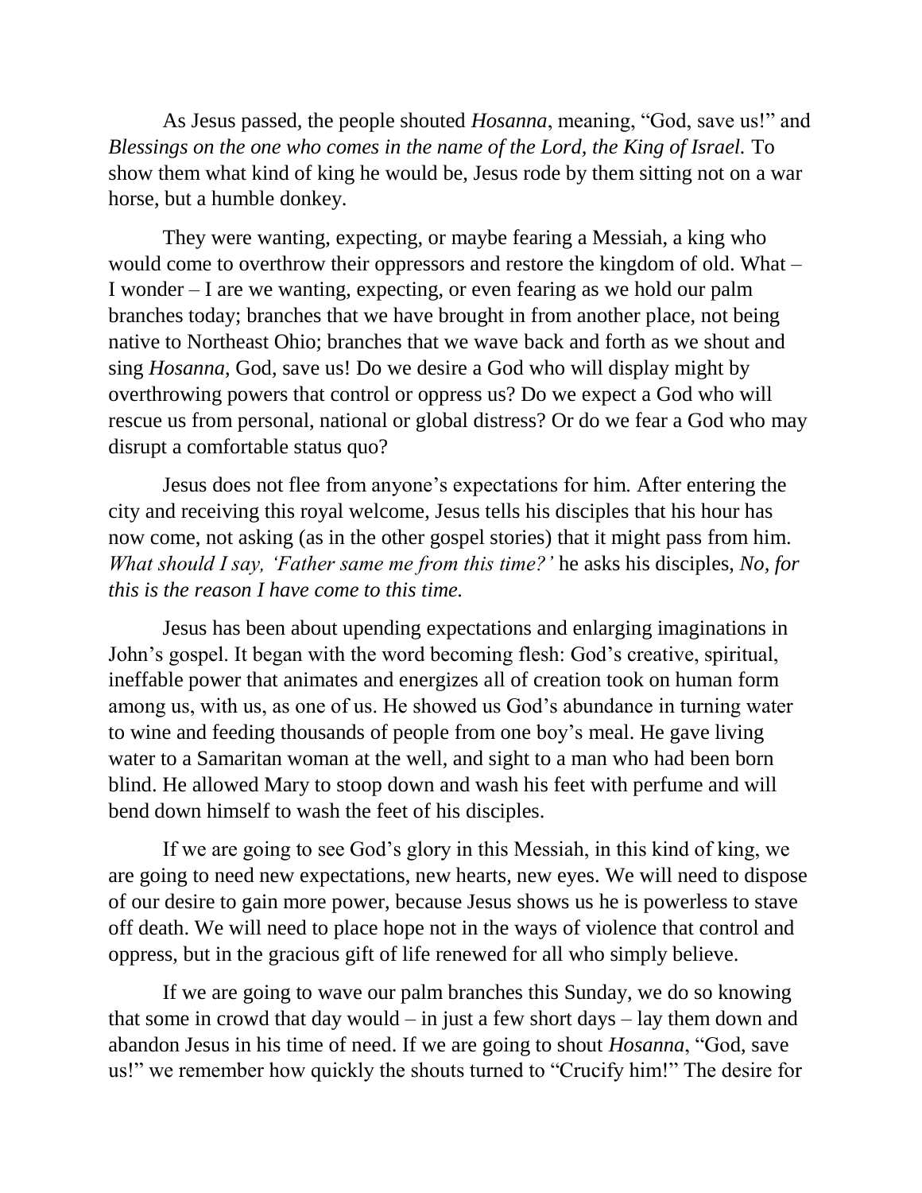As Jesus passed, the people shouted *Hosanna*, meaning, "God, save us!" and *Blessings on the one who comes in the name of the Lord, the King of Israel.* To show them what kind of king he would be, Jesus rode by them sitting not on a war horse, but a humble donkey.

They were wanting, expecting, or maybe fearing a Messiah, a king who would come to overthrow their oppressors and restore the kingdom of old. What – I wonder – I are we wanting, expecting, or even fearing as we hold our palm branches today; branches that we have brought in from another place, not being native to Northeast Ohio; branches that we wave back and forth as we shout and sing *Hosanna*, God, save us! Do we desire a God who will display might by overthrowing powers that control or oppress us? Do we expect a God who will rescue us from personal, national or global distress? Or do we fear a God who may disrupt a comfortable status quo?

Jesus does not flee from anyone's expectations for him. After entering the city and receiving this royal welcome, Jesus tells his disciples that his hour has now come, not asking (as in the other gospel stories) that it might pass from him. *What should I say, 'Father same me from this time?'* he asks his disciples, *No, for this is the reason I have come to this time.*

Jesus has been about upending expectations and enlarging imaginations in John's gospel. It began with the word becoming flesh: God's creative, spiritual, ineffable power that animates and energizes all of creation took on human form among us, with us, as one of us. He showed us God's abundance in turning water to wine and feeding thousands of people from one boy's meal. He gave living water to a Samaritan woman at the well, and sight to a man who had been born blind. He allowed Mary to stoop down and wash his feet with perfume and will bend down himself to wash the feet of his disciples.

If we are going to see God's glory in this Messiah, in this kind of king, we are going to need new expectations, new hearts, new eyes. We will need to dispose of our desire to gain more power, because Jesus shows us he is powerless to stave off death. We will need to place hope not in the ways of violence that control and oppress, but in the gracious gift of life renewed for all who simply believe.

If we are going to wave our palm branches this Sunday, we do so knowing that some in crowd that day would – in just a few short days – lay them down and abandon Jesus in his time of need. If we are going to shout *Hosanna*, "God, save us!" we remember how quickly the shouts turned to "Crucify him!" The desire for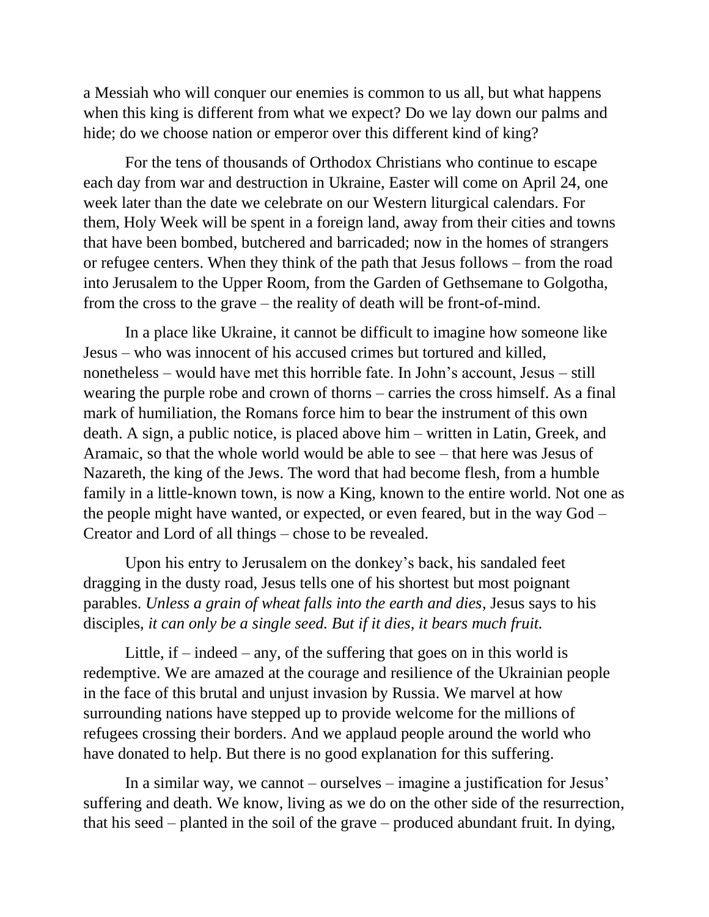a Messiah who will conquer our enemies is common to us all, but what happens when this king is different from what we expect? Do we lay down our palms and hide; do we choose nation or emperor over this different kind of king?

For the tens of thousands of Orthodox Christians who continue to escape each day from war and destruction in Ukraine, Easter will come on April 24, one week later than the date we celebrate on our Western liturgical calendars. For them, Holy Week will be spent in a foreign land, away from their cities and towns that have been bombed, butchered and barricaded; now in the homes of strangers or refugee centers. When they think of the path that Jesus follows – from the road into Jerusalem to the Upper Room, from the Garden of Gethsemane to Golgotha, from the cross to the grave – the reality of death will be front-of-mind.

In a place like Ukraine, it cannot be difficult to imagine how someone like Jesus – who was innocent of his accused crimes but tortured and killed, nonetheless – would have met this horrible fate. In John's account, Jesus – still wearing the purple robe and crown of thorns – carries the cross himself. As a final mark of humiliation, the Romans force him to bear the instrument of this own death. A sign, a public notice, is placed above him – written in Latin, Greek, and Aramaic, so that the whole world would be able to see – that here was Jesus of Nazareth, the king of the Jews. The word that had become flesh, from a humble family in a little-known town, is now a King, known to the entire world. Not one as the people might have wanted, or expected, or even feared, but in the way God – Creator and Lord of all things – chose to be revealed.

Upon his entry to Jerusalem on the donkey's back, his sandaled feet dragging in the dusty road, Jesus tells one of his shortest but most poignant parables. *Unless a grain of wheat falls into the earth and dies*, Jesus says to his disciples, *it can only be a single seed. But if it dies, it bears much fruit.*

Little, if – indeed – any, of the suffering that goes on in this world is redemptive. We are amazed at the courage and resilience of the Ukrainian people in the face of this brutal and unjust invasion by Russia. We marvel at how surrounding nations have stepped up to provide welcome for the millions of refugees crossing their borders. And we applaud people around the world who have donated to help. But there is no good explanation for this suffering.

In a similar way, we cannot – ourselves – imagine a justification for Jesus' suffering and death. We know, living as we do on the other side of the resurrection, that his seed – planted in the soil of the grave – produced abundant fruit. In dying,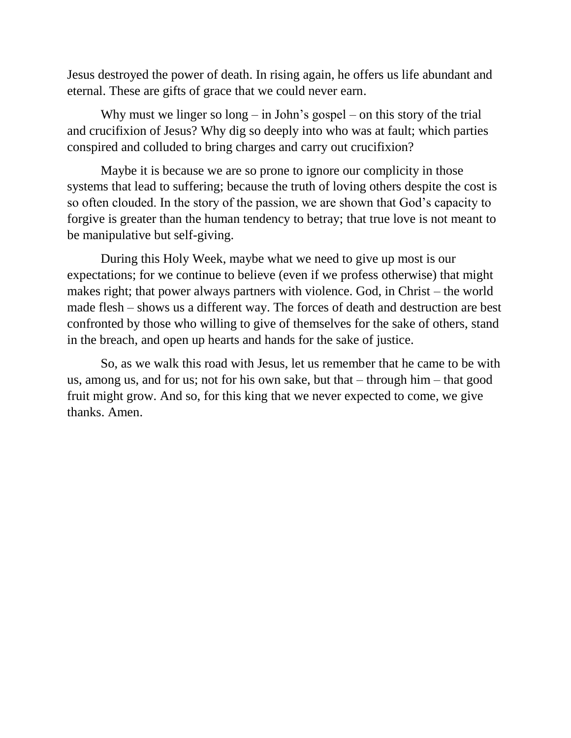Jesus destroyed the power of death. In rising again, he offers us life abundant and eternal. These are gifts of grace that we could never earn.

Why must we linger so long – in John's gospel – on this story of the trial and crucifixion of Jesus? Why dig so deeply into who was at fault; which parties conspired and colluded to bring charges and carry out crucifixion?

Maybe it is because we are so prone to ignore our complicity in those systems that lead to suffering; because the truth of loving others despite the cost is so often clouded. In the story of the passion, we are shown that God's capacity to forgive is greater than the human tendency to betray; that true love is not meant to be manipulative but self-giving.

During this Holy Week, maybe what we need to give up most is our expectations; for we continue to believe (even if we profess otherwise) that might makes right; that power always partners with violence. God, in Christ – the world made flesh – shows us a different way. The forces of death and destruction are best confronted by those who willing to give of themselves for the sake of others, stand in the breach, and open up hearts and hands for the sake of justice.

So, as we walk this road with Jesus, let us remember that he came to be with us, among us, and for us; not for his own sake, but that – through him – that good fruit might grow. And so, for this king that we never expected to come, we give thanks. Amen.